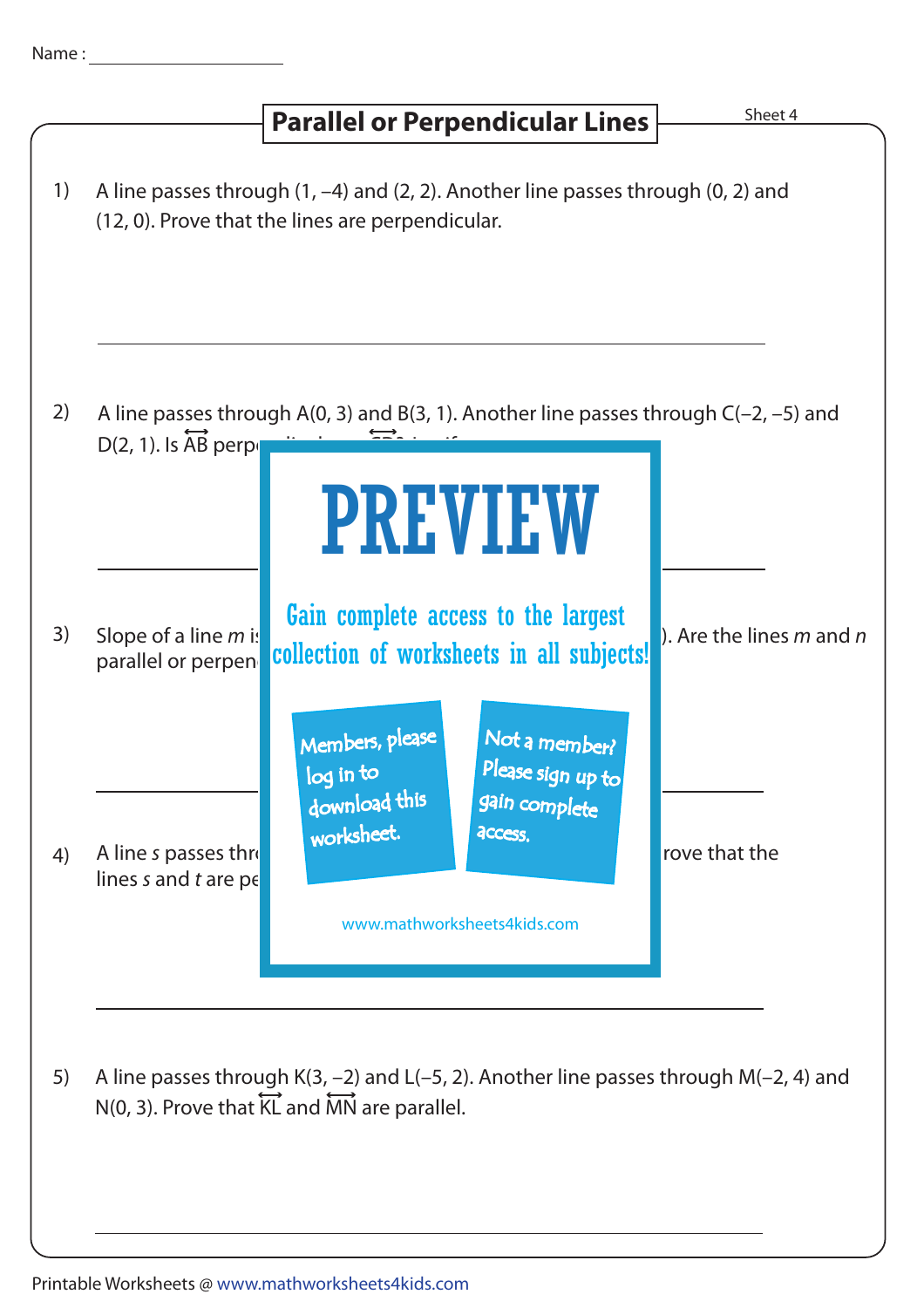Name :

## Parallel or Perpendicular Lines

Sheet 4

1) A line passes through (1, –4) and (2, 2). Another line passes through (0, 2) and (12, 0). Prove that the lines are perpendicular.

2) A line passes through A(0, 3) and B(3, 1). Another line passes through C(–2, –5) and D(2, 1). Is $\overleftrightarrow{AB}$ perp

3) Slope of a line *m* i ). Are the lines *m* and *n* parallel or perpen

4) A line *s* passes thr rove that the lines *s* and *t* are pe

PREVIEW

Gain complete access to the largest collection of worksheets in all subjects!

Members, please log in to download this worksheet.

Not a member? Please sign up to gain complete access.

www.mathworksheets4kids.com

5) A line passes through K(3, –2) and L(–5, 2). Another line passes through M(–2, 4) and N(0, 3). Prove that $\overleftrightarrow{KL}$ and $\overleftrightarrow{MN}$ are parallel.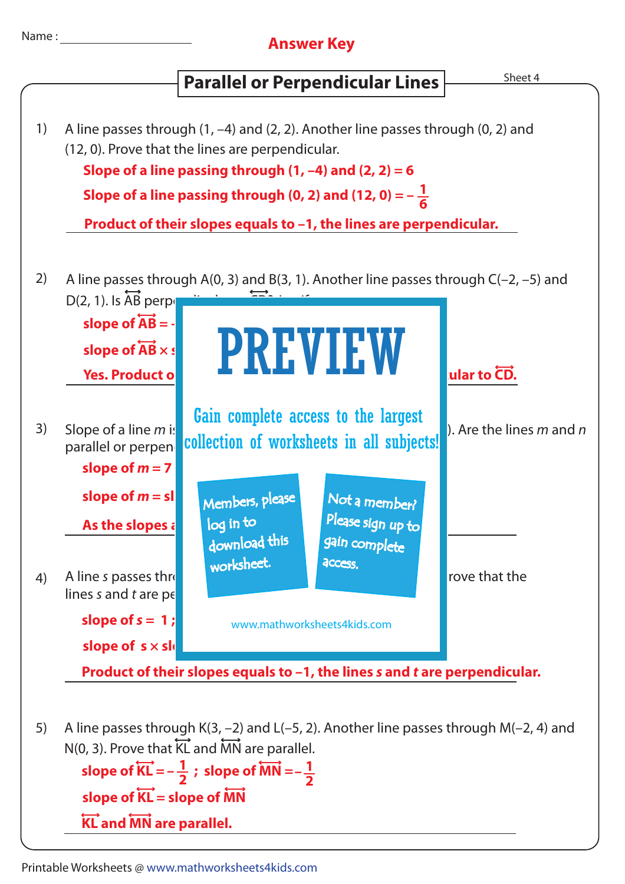Name : ____________________

**Answer Key**

# Parallel or Perpendicular Lines

Sheet 4

1) A line passes through (1, –4) and (2, 2). Another line passes through (0, 2) and (12, 0). Prove that the lines are perpendicular.

**Slope of a line passing through (1, –4) and (2, 2) = 6**

**Slope of a line passing through (0, 2) and (12, 0) = $-\frac{1}{6}$**

**Product of their slopes equals to –1, the lines are perpendicular.**

2) A line passes through A(0, 3) and B(3, 1). Another line passes through C(–2, –5) and D(2, 1). Is $\overleftrightarrow{AB}$ perp

**slope of $\overleftrightarrow{AB}$ = -**

**slope of $\overleftrightarrow{AB}$ × s**

**Yes. Product o** **ular to $\overleftrightarrow{CD}$.**

PREVIEW

Gain complete access to the largest collection of worksheets in all subjects!

Members, please log in to download this worksheet.

Not a member? Please sign up to gain complete access.

www.mathworksheets4kids.com

3) Slope of a line $m$ i ). Are the lines $m$ and $n$ parallel or perpen

**slope of $m$ = 7**

**slope of $m$ = sl**

**As the slopes a**

4) A line $s$ passes thr rove that the lines $s$ and $t$ are pe

**slope of $s$ = 1 ;**

**slope of s × sl**

**Product of their slopes equals to –1, the lines $s$ and $t$ are perpendicular.**

5) A line passes through K(3, –2) and L(–5, 2). Another line passes through M(–2, 4) and N(0, 3). Prove that $\overleftrightarrow{KL}$ and $\overleftrightarrow{MN}$ are parallel.

**slope of $\overleftrightarrow{KL}$ = $-\frac{1}{2}$ ; slope of $\overleftrightarrow{MN}$ = $-\frac{1}{2}$**

**slope of $\overleftrightarrow{KL}$ = slope of $\overleftrightarrow{MN}$**

**$\overleftrightarrow{KL}$ and $\overleftrightarrow{MN}$ are parallel.**

Printable Worksheets @ www.mathworksheets4kids.com